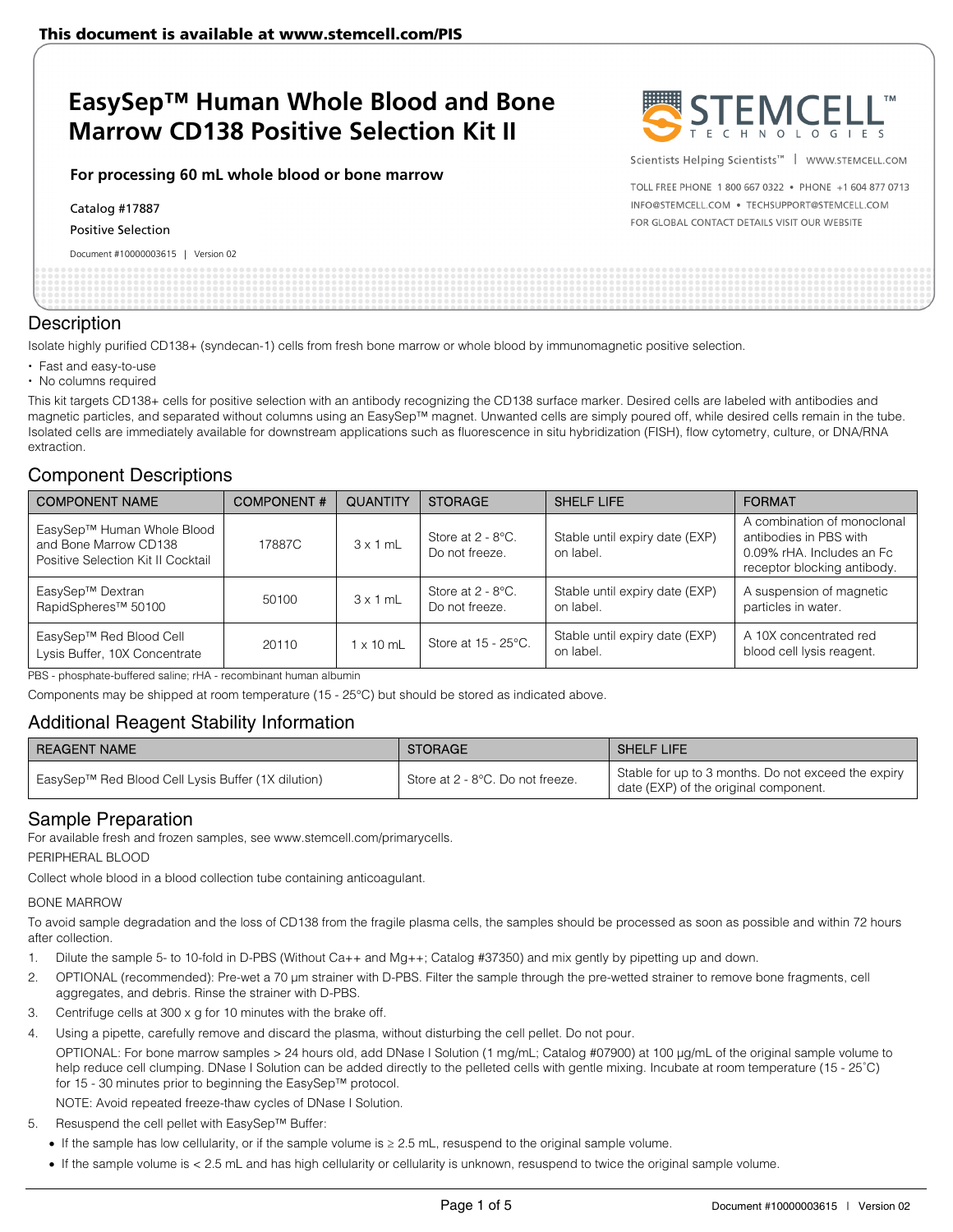This document is available at www.stemcell.com/PIS

# EasySep™ Human Whole Blood and Bone Marrow CD138 Positive Selection Kit II

**For processing 60 mL whole blood or bone marrow**

Catalog #17887

Positive Selection

Document #10000003615 | Version 02

STEMCELL TECHNOLOGIES

Scientists Helping Scientists™ | WWW.STEMCELL.COM

TOLL FREE PHONE 1 800 667 0322 • PHONE +1 604 877 0713
INFO@STEMCELL.COM • TECHSUPPORT@STEMCELL.COM
FOR GLOBAL CONTACT DETAILS VISIT OUR WEBSITE

## Description

Isolate highly purified CD138+ (syndecan-1) cells from fresh bone marrow or whole blood by immunomagnetic positive selection.

- Fast and easy-to-use
- No columns required

This kit targets CD138+ cells for positive selection with an antibody recognizing the CD138 surface marker. Desired cells are labeled with antibodies and magnetic particles, and separated without columns using an EasySep™ magnet. Unwanted cells are simply poured off, while desired cells remain in the tube. Isolated cells are immediately available for downstream applications such as fluorescence in situ hybridization (FISH), flow cytometry, culture, or DNA/RNA extraction.

## Component Descriptions

| COMPONENT NAME | COMPONENT # | QUANTITY | STORAGE | SHELF LIFE | FORMAT |
|---|---|---|---|---|---|
| EasySep™ Human Whole Blood and Bone Marrow CD138 Positive Selection Kit II Cocktail | 17887C | 3 x 1 mL | Store at 2 - 8°C. Do not freeze. | Stable until expiry date (EXP) on label. | A combination of monoclonal antibodies in PBS with 0.09% rHA. Includes an Fc receptor blocking antibody. |
| EasySep™ Dextran RapidSpheres™ 50100 | 50100 | 3 x 1 mL | Store at 2 - 8°C. Do not freeze. | Stable until expiry date (EXP) on label. | A suspension of magnetic particles in water. |
| EasySep™ Red Blood Cell Lysis Buffer, 10X Concentrate | 20110 | 1 x 10 mL | Store at 15 - 25°C. | Stable until expiry date (EXP) on label. | A 10X concentrated red blood cell lysis reagent. |

PBS - phosphate-buffered saline; rHA - recombinant human albumin

Components may be shipped at room temperature (15 - 25°C) but should be stored as indicated above.

## Additional Reagent Stability Information

| REAGENT NAME | STORAGE | SHELF LIFE |
|---|---|---|
| EasySep™ Red Blood Cell Lysis Buffer (1X dilution) | Store at 2 - 8°C. Do not freeze. | Stable for up to 3 months. Do not exceed the expiry date (EXP) of the original component. |

## Sample Preparation

For available fresh and frozen samples, see www.stemcell.com/primarycells.

PERIPHERAL BLOOD

Collect whole blood in a blood collection tube containing anticoagulant.

BONE MARROW

To avoid sample degradation and the loss of CD138 from the fragile plasma cells, the samples should be processed as soon as possible and within 72 hours after collection.

1. Dilute the sample 5- to 10-fold in D-PBS (Without Ca++ and Mg++; Catalog #37350) and mix gently by pipetting up and down.
2. OPTIONAL (recommended): Pre-wet a 70 µm strainer with D-PBS. Filter the sample through the pre-wetted strainer to remove bone fragments, cell aggregates, and debris. Rinse the strainer with D-PBS.
3. Centrifuge cells at 300 x g for 10 minutes with the brake off.
4. Using a pipette, carefully remove and discard the plasma, without disturbing the cell pellet. Do not pour.

   OPTIONAL: For bone marrow samples > 24 hours old, add DNase I Solution (1 mg/mL; Catalog #07900) at 100 µg/mL of the original sample volume to help reduce cell clumping. DNase I Solution can be added directly to the pelleted cells with gentle mixing. Incubate at room temperature (15 - 25˚C) for 15 - 30 minutes prior to beginning the EasySep™ protocol.

   NOTE: Avoid repeated freeze-thaw cycles of DNase I Solution.
5. Resuspend the cell pellet with EasySep™ Buffer:
   - If the sample has low cellularity, or if the sample volume is ≥ 2.5 mL, resuspend to the original sample volume.
   - If the sample volume is < 2.5 mL and has high cellularity or cellularity is unknown, resuspend to twice the original sample volume.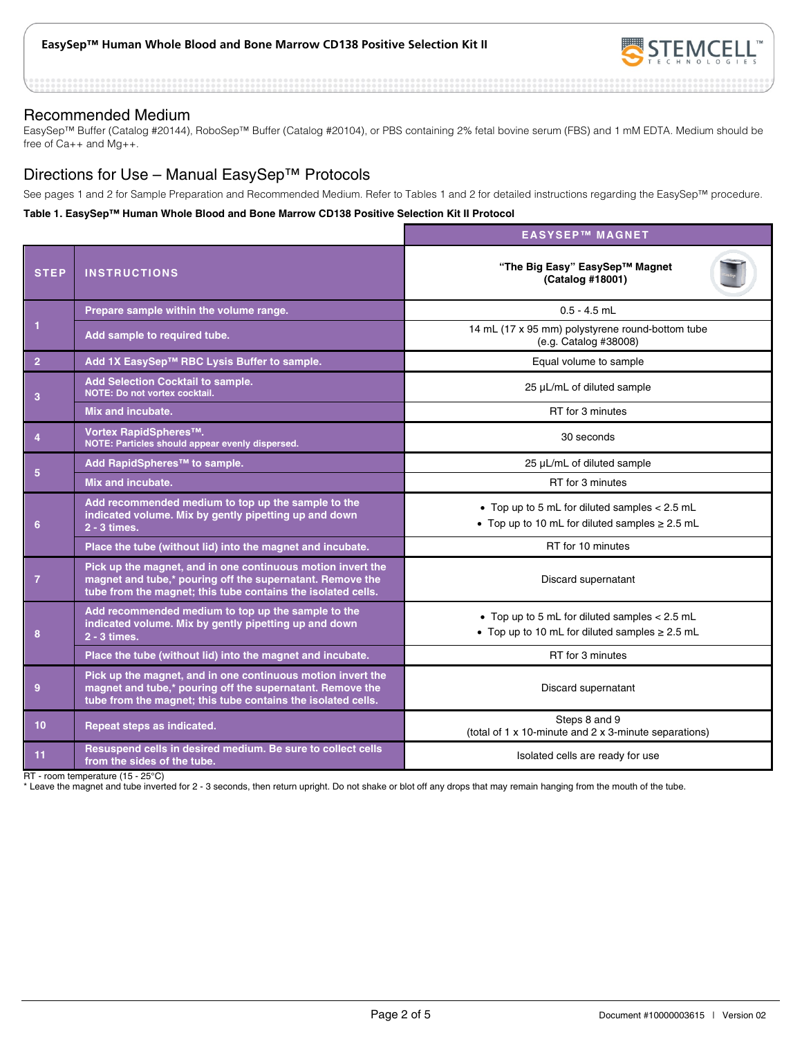## Recommended Medium

EasySep™ Buffer (Catalog #20144), RoboSep™ Buffer (Catalog #20104), or PBS containing 2% fetal bovine serum (FBS) and 1 mM EDTA. Medium should be free of Ca++ and Mg++.

## Directions for Use – Manual EasySep™ Protocols

See pages 1 and 2 for Sample Preparation and Recommended Medium. Refer to Tables 1 and 2 for detailed instructions regarding the EasySep™ procedure.

**Table 1. EasySep™ Human Whole Blood and Bone Marrow CD138 Positive Selection Kit II Protocol**

| STEP | INSTRUCTIONS | EASYSEP™ MAGNET<br>"The Big Easy" EasySep™ Magnet (Catalog #18001) |
|---|---|---|
| 1 | Prepare sample within the volume range. | 0.5 - 4.5 mL |
| | Add sample to required tube. | 14 mL (17 x 95 mm) polystyrene round-bottom tube (e.g. Catalog #38008) |
| 2 | Add 1X EasySep™ RBC Lysis Buffer to sample. | Equal volume to sample |
| 3 | Add Selection Cocktail to sample.<br>NOTE: Do not vortex cocktail. | 25 µL/mL of diluted sample |
| | Mix and incubate. | RT for 3 minutes |
| 4 | Vortex RapidSpheres™.<br>NOTE: Particles should appear evenly dispersed. | 30 seconds |
| 5 | Add RapidSpheres™ to sample. | 25 µL/mL of diluted sample |
| | Mix and incubate. | RT for 3 minutes |
| 6 | Add recommended medium to top up the sample to the indicated volume. Mix by gently pipetting up and down 2 - 3 times. | • Top up to 5 mL for diluted samples < 2.5 mL<br>• Top up to 10 mL for diluted samples ≥ 2.5 mL |
| | Place the tube (without lid) into the magnet and incubate. | RT for 10 minutes |
| 7 | Pick up the magnet, and in one continuous motion invert the magnet and tube,* pouring off the supernatant. Remove the tube from the magnet; this tube contains the isolated cells. | Discard supernatant |
| 8 | Add recommended medium to top up the sample to the indicated volume. Mix by gently pipetting up and down 2 - 3 times. | • Top up to 5 mL for diluted samples < 2.5 mL<br>• Top up to 10 mL for diluted samples ≥ 2.5 mL |
| | Place the tube (without lid) into the magnet and incubate. | RT for 3 minutes |
| 9 | Pick up the magnet, and in one continuous motion invert the magnet and tube,* pouring off the supernatant. Remove the tube from the magnet; this tube contains the isolated cells. | Discard supernatant |
| 10 | Repeat steps as indicated. | Steps 8 and 9<br>(total of 1 x 10-minute and 2 x 3-minute separations) |
| 11 | Resuspend cells in desired medium. Be sure to collect cells from the sides of the tube. | Isolated cells are ready for use |

RT - room temperature (15 - 25°C)

* Leave the magnet and tube inverted for 2 - 3 seconds, then return upright. Do not shake or blot off any drops that may remain hanging from the mouth of the tube.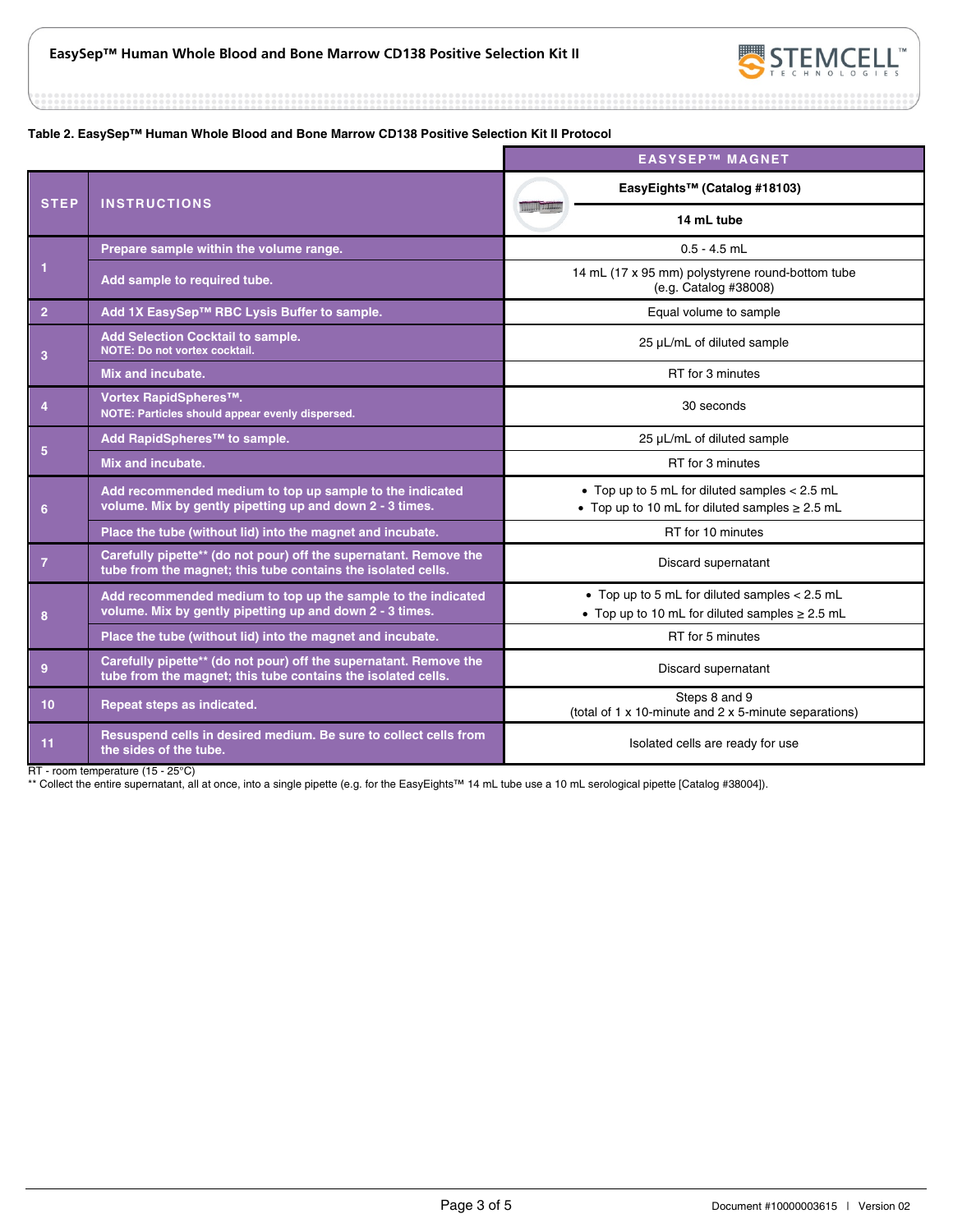**Table 2. EasySep™ Human Whole Blood and Bone Marrow CD138 Positive Selection Kit II Protocol**

| STEP | INSTRUCTIONS | EASYSEP™ MAGNET EasyEights™ (Catalog #18103) 14 mL tube |
|---|---|---|
| 1 | Prepare sample within the volume range. | 0.5 - 4.5 mL |
| | Add sample to required tube. | 14 mL (17 x 95 mm) polystyrene round-bottom tube (e.g. Catalog #38008) |
| 2 | Add 1X EasySep™ RBC Lysis Buffer to sample. | Equal volume to sample |
| 3 | Add Selection Cocktail to sample. NOTE: Do not vortex cocktail. | 25 µL/mL of diluted sample |
| | Mix and incubate. | RT for 3 minutes |
| 4 | Vortex RapidSpheres™. NOTE: Particles should appear evenly dispersed. | 30 seconds |
| 5 | Add RapidSpheres™ to sample. | 25 µL/mL of diluted sample |
| | Mix and incubate. | RT for 3 minutes |
| 6 | Add recommended medium to top up sample to the indicated volume. Mix by gently pipetting up and down 2 - 3 times. | • Top up to 5 mL for diluted samples < 2.5 mL<br>• Top up to 10 mL for diluted samples ≥ 2.5 mL |
| | Place the tube (without lid) into the magnet and incubate. | RT for 10 minutes |
| 7 | Carefully pipette** (do not pour) off the supernatant. Remove the tube from the magnet; this tube contains the isolated cells. | Discard supernatant |
| 8 | Add recommended medium to top up the sample to the indicated volume. Mix by gently pipetting up and down 2 - 3 times. | • Top up to 5 mL for diluted samples < 2.5 mL<br>• Top up to 10 mL for diluted samples ≥ 2.5 mL |
| | Place the tube (without lid) into the magnet and incubate. | RT for 5 minutes |
| 9 | Carefully pipette** (do not pour) off the supernatant. Remove the tube from the magnet; this tube contains the isolated cells. | Discard supernatant |
| 10 | Repeat steps as indicated. | Steps 8 and 9 (total of 1 x 10-minute and 2 x 5-minute separations) |
| 11 | Resuspend cells in desired medium. Be sure to collect cells from the sides of the tube. | Isolated cells are ready for use |

RT - room temperature (15 - 25°C)
** Collect the entire supernatant, all at once, into a single pipette (e.g. for the EasyEights™ 14 mL tube use a 10 mL serological pipette [Catalog #38004]).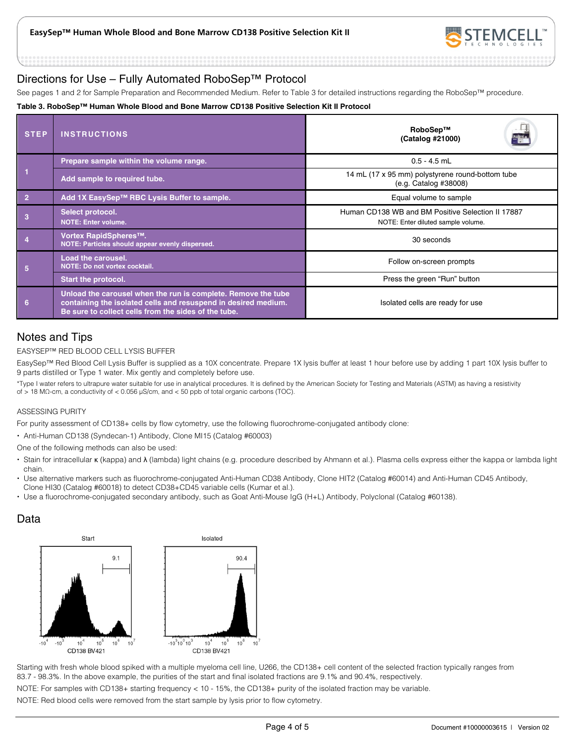## Directions for Use – Fully Automated RoboSep™ Protocol

See pages 1 and 2 for Sample Preparation and Recommended Medium. Refer to Table 3 for detailed instructions regarding the RoboSep™ procedure.

**Table 3. RoboSep™ Human Whole Blood and Bone Marrow CD138 Positive Selection Kit II Protocol**

| STEP | INSTRUCTIONS | RoboSep™ (Catalog #21000) |
|---|---|---|
| 1 | Prepare sample within the volume range. | 0.5 - 4.5 mL |
| | Add sample to required tube. | 14 mL (17 x 95 mm) polystyrene round-bottom tube (e.g. Catalog #38008) |
| 2 | Add 1X EasySep™ RBC Lysis Buffer to sample. | Equal volume to sample |
| 3 | Select protocol. NOTE: Enter volume. | Human CD138 WB and BM Positive Selection II 17887 NOTE: Enter diluted sample volume. |
| 4 | Vortex RapidSpheres™. NOTE: Particles should appear evenly dispersed. | 30 seconds |
| 5 | Load the carousel. NOTE: Do not vortex cocktail. | Follow on-screen prompts |
| | Start the protocol. | Press the green "Run" button |
| 6 | Unload the carousel when the run is complete. Remove the tube containing the isolated cells and resuspend in desired medium. Be sure to collect cells from the sides of the tube. | Isolated cells are ready for use |

## Notes and Tips

EASYSEP™ RED BLOOD CELL LYSIS BUFFER

EasySep™ Red Blood Cell Lysis Buffer is supplied as a 10X concentrate. Prepare 1X lysis buffer at least 1 hour before use by adding 1 part 10X lysis buffer to 9 parts distilled or Type 1 water. Mix gently and completely before use.

*Type I water refers to ultrapure water suitable for use in analytical procedures. It is defined by the American Society for Testing and Materials (ASTM) as having a resistivity of > 18 MΩ-cm, a conductivity of < 0.056 µS/cm, and < 50 ppb of total organic carbons (TOC).

ASSESSING PURITY

For purity assessment of CD138+ cells by flow cytometry, use the following fluorochrome-conjugated antibody clone:

- Anti-Human CD138 (Syndecan-1) Antibody, Clone MI15 (Catalog #60003)

One of the following methods can also be used:

- Stain for intracellular κ (kappa) and λ (lambda) light chains (e.g. procedure described by Ahmann et al.). Plasma cells express either the kappa or lambda light chain.
- Use alternative markers such as fluorochrome-conjugated Anti-Human CD38 Antibody, Clone HIT2 (Catalog #60014) and Anti-Human CD45 Antibody, Clone HI30 (Catalog #60018) to detect CD38+CD45 variable cells (Kumar et al.).
- Use a fluorochrome-conjugated secondary antibody, such as Goat Anti-Mouse IgG (H+L) Antibody, Polyclonal (Catalog #60138).

## Data

Starting with fresh whole blood spiked with a multiple myeloma cell line, U266, the CD138+ cell content of the selected fraction typically ranges from 83.7 - 98.3%. In the above example, the purities of the start and final isolated fractions are 9.1% and 90.4%, respectively.

NOTE: For samples with CD138+ starting frequency < 10 - 15%, the CD138+ purity of the isolated fraction may be variable.

NOTE: Red blood cells were removed from the start sample by lysis prior to flow cytometry.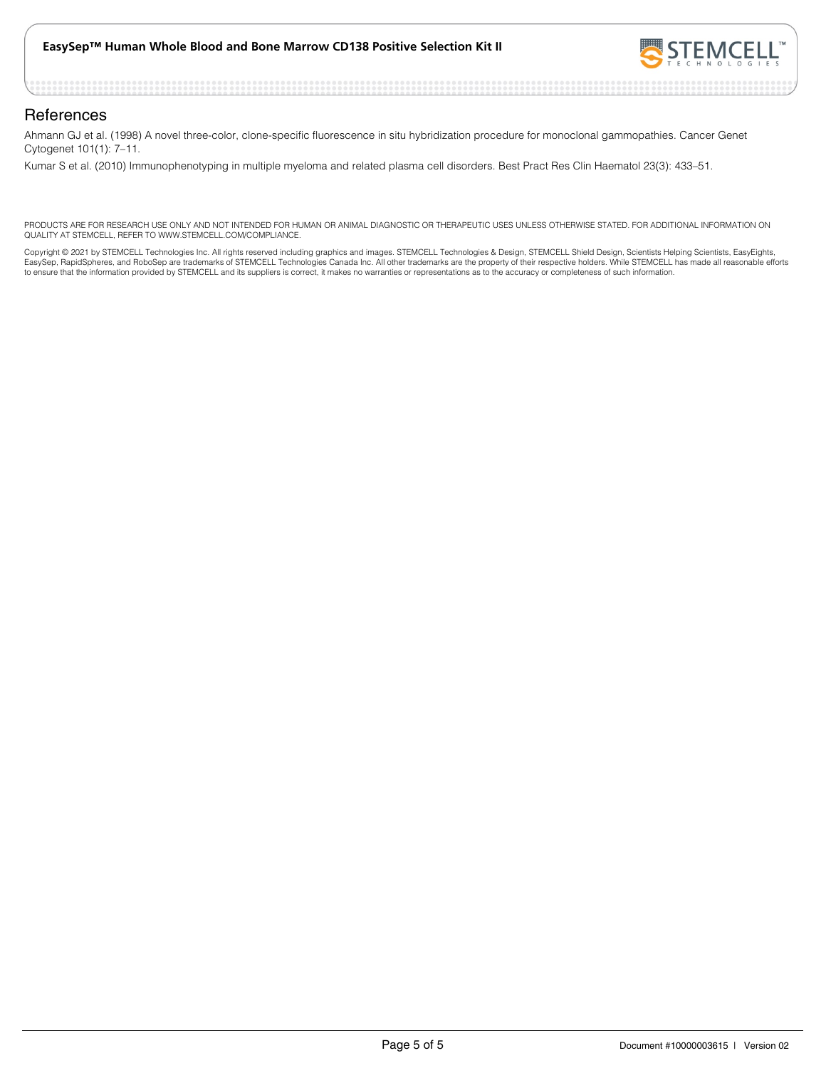## References

Ahmann GJ et al. (1998) A novel three-color, clone-specific fluorescence in situ hybridization procedure for monoclonal gammopathies. Cancer Genet Cytogenet 101(1): 7–11.

Kumar S et al. (2010) Immunophenotyping in multiple myeloma and related plasma cell disorders. Best Pract Res Clin Haematol 23(3): 433–51.

PRODUCTS ARE FOR RESEARCH USE ONLY AND NOT INTENDED FOR HUMAN OR ANIMAL DIAGNOSTIC OR THERAPEUTIC USES UNLESS OTHERWISE STATED. FOR ADDITIONAL INFORMATION ON QUALITY AT STEMCELL, REFER TO WWW.STEMCELL.COM/COMPLIANCE.

Copyright © 2021 by STEMCELL Technologies Inc. All rights reserved including graphics and images. STEMCELL Technologies & Design, STEMCELL Shield Design, Scientists Helping Scientists, EasyEights, EasySep, RapidSpheres, and RoboSep are trademarks of STEMCELL Technologies Canada Inc. All other trademarks are the property of their respective holders. While STEMCELL has made all reasonable efforts to ensure that the information provided by STEMCELL and its suppliers is correct, it makes no warranties or representations as to the accuracy or completeness of such information.